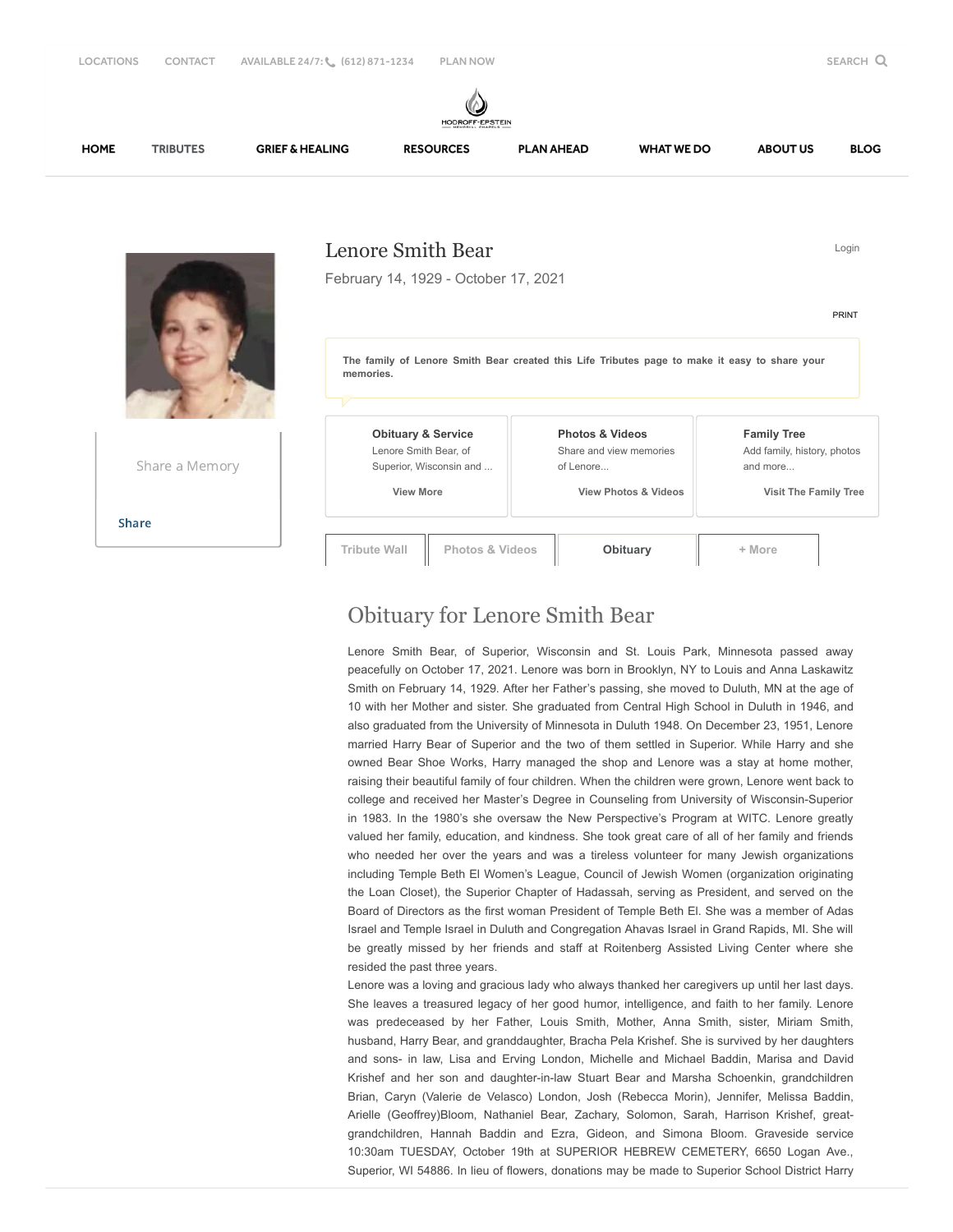LOCATIONS CONTACT AVAILABLE 24/7: (612) 871-1234 PLAN NOW SEARCH

HODROFF-EPSTEIN MEMORIAL CHAPELS

HOME TRIBUTES GRIEF & HEALING RESOURCES PLAN AHEAD WHAT WE DO ABOUT US BLOG

# Lenore Smith Bear

February 14, 1929 - October 17, 2021

Login

PRINT

**The family of Lenore Smith Bear created this Life Tributes page to make it easy to share your memories.**

Share a Memory

Share

**Obituary & Service**
Lenore Smith Bear, of Superior, Wisconsin and ...
View More

**Photos & Videos**
Share and view memories of Lenore...
View Photos & Videos

**Family Tree**
Add family, history, photos and more...
Visit The Family Tree

Tribute Wall | Photos & Videos | Obituary | + More

## Obituary for Lenore Smith Bear

Lenore Smith Bear, of Superior, Wisconsin and St. Louis Park, Minnesota passed away peacefully on October 17, 2021. Lenore was born in Brooklyn, NY to Louis and Anna Laskawitz Smith on February 14, 1929. After her Father's passing, she moved to Duluth, MN at the age of 10 with her Mother and sister. She graduated from Central High School in Duluth in 1946, and also graduated from the University of Minnesota in Duluth 1948. On December 23, 1951, Lenore married Harry Bear of Superior and the two of them settled in Superior. While Harry and she owned Bear Shoe Works, Harry managed the shop and Lenore was a stay at home mother, raising their beautiful family of four children. When the children were grown, Lenore went back to college and received her Master's Degree in Counseling from University of Wisconsin-Superior in 1983. In the 1980's she oversaw the New Perspective's Program at WITC. Lenore greatly valued her family, education, and kindness. She took great care of all of her family and friends who needed her over the years and was a tireless volunteer for many Jewish organizations including Temple Beth El Women's League, Council of Jewish Women (organization originating the Loan Closet), the Superior Chapter of Hadassah, serving as President, and served on the Board of Directors as the first woman President of Temple Beth El. She was a member of Adas Israel and Temple Israel in Duluth and Congregation Ahavas Israel in Grand Rapids, MI. She will be greatly missed by her friends and staff at Roitenberg Assisted Living Center where she resided the past three years.

Lenore was a loving and gracious lady who always thanked her caregivers up until her last days. She leaves a treasured legacy of her good humor, intelligence, and faith to her family. Lenore was predeceased by her Father, Louis Smith, Mother, Anna Smith, sister, Miriam Smith, husband, Harry Bear, and granddaughter, Bracha Pela Krishef. She is survived by her daughters and sons- in law, Lisa and Erving London, Michelle and Michael Baddin, Marisa and David Krishef and her son and daughter-in-law Stuart Bear and Marsha Schoenkin, grandchildren Brian, Caryn (Valerie de Velasco) London, Josh (Rebecca Morin), Jennifer, Melissa Baddin, Arielle (Geoffrey)Bloom, Nathaniel Bear, Zachary, Solomon, Sarah, Harrison Krishef, great-grandchildren, Hannah Baddin and Ezra, Gideon, and Simona Bloom. Graveside service 10:30am TUESDAY, October 19th at SUPERIOR HEBREW CEMETERY, 6650 Logan Ave., Superior, WI 54886. In lieu of flowers, donations may be made to Superior School District Harry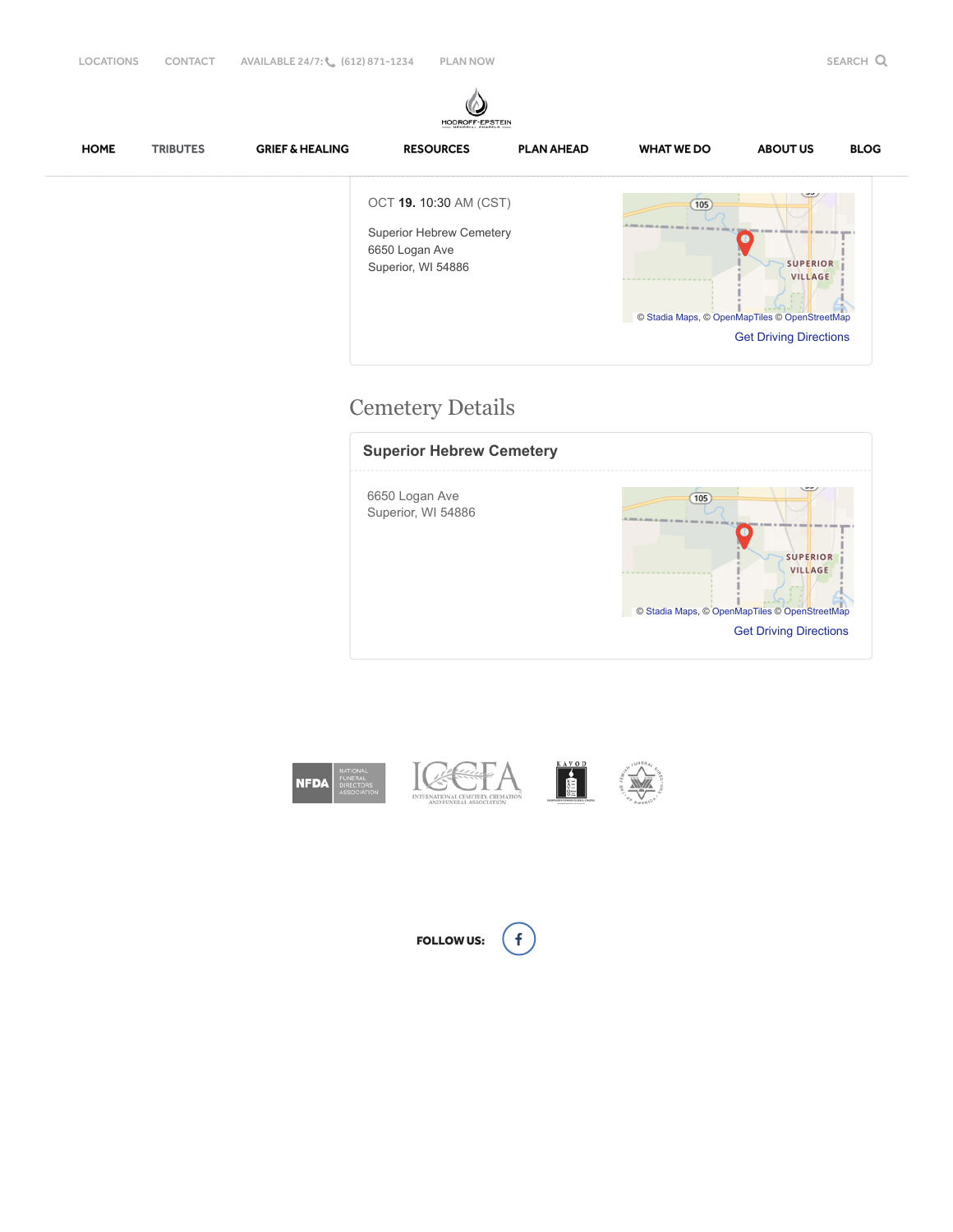LOCATIONS CONTACT AVAILABLE 24/7: (612) 871-1234 PLAN NOW SEARCH

HOME TRIBUTES GRIEF & HEALING RESOURCES PLAN AHEAD WHAT WE DO ABOUT US BLOG

OCT **19.** 10:30 AM (CST)

Superior Hebrew Cemetery
6650 Logan Ave
Superior, WI 54886

© Stadia Maps, © OpenMapTiles © OpenStreetMap

Get Driving Directions

## Cemetery Details

### Superior Hebrew Cemetery

6650 Logan Ave
Superior, WI 54886

© Stadia Maps, © OpenMapTiles © OpenStreetMap

Get Driving Directions

**FOLLOW US:**